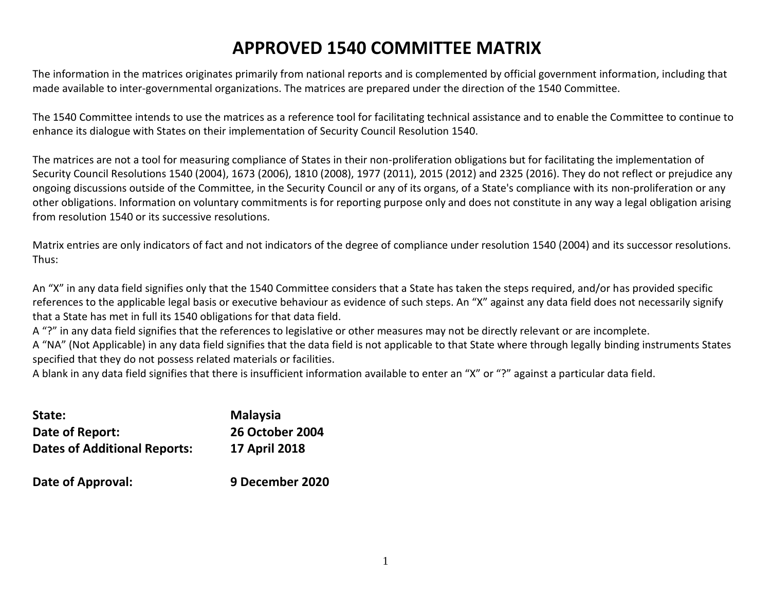# APPROVED 1540 COMMITTEE MATRIX

The information in the matrices originates primarily from national reports and is complemented by official government information, including that made available to inter-governmental organizations. The matrices are prepared under the direction of the 1540 Committee.

The 1540 Committee intends to use the matrices as a reference tool for facilitating technical assistance and to enable the Committee to continue to enhance its dialogue with States on their implementation of Security Council Resolution 1540.

The matrices are not a tool for measuring compliance of States in their non-proliferation obligations but for facilitating the implementation of Security Council Resolutions 1540 (2004), 1673 (2006), 1810 (2008), 1977 (2011), 2015 (2012) and 2325 (2016). They do not reflect or prejudice any ongoing discussions outside of the Committee, in the Security Council or any of its organs, of a State's compliance with its non-proliferation or any other obligations. Information on voluntary commitments is for reporting purpose only and does not constitute in any way a legal obligation arising from resolution 1540 or its successive resolutions.

Matrix entries are only indicators of fact and not indicators of the degree of compliance under resolution 1540 (2004) and its successor resolutions. Thus:

An "X" in any data field signifies only that the 1540 Committee considers that a State has taken the steps required, and/or has provided specific references to the applicable legal basis or executive behaviour as evidence of such steps. An "X" against any data field does not necessarily signify that a State has met in full its 1540 obligations for that data field.
A "?" in any data field signifies that the references to legislative or other measures may not be directly relevant or are incomplete.
A "NA" (Not Applicable) in any data field signifies that the data field is not applicable to that State where through legally binding instruments States specified that they do not possess related materials or facilities.
A blank in any data field signifies that there is insufficient information available to enter an "X" or "?" against a particular data field.

**State:** **Malaysia**
**Date of Report:** **26 October 2004**
**Dates of Additional Reports:** **17 April 2018**

**Date of Approval:** **9 December 2020**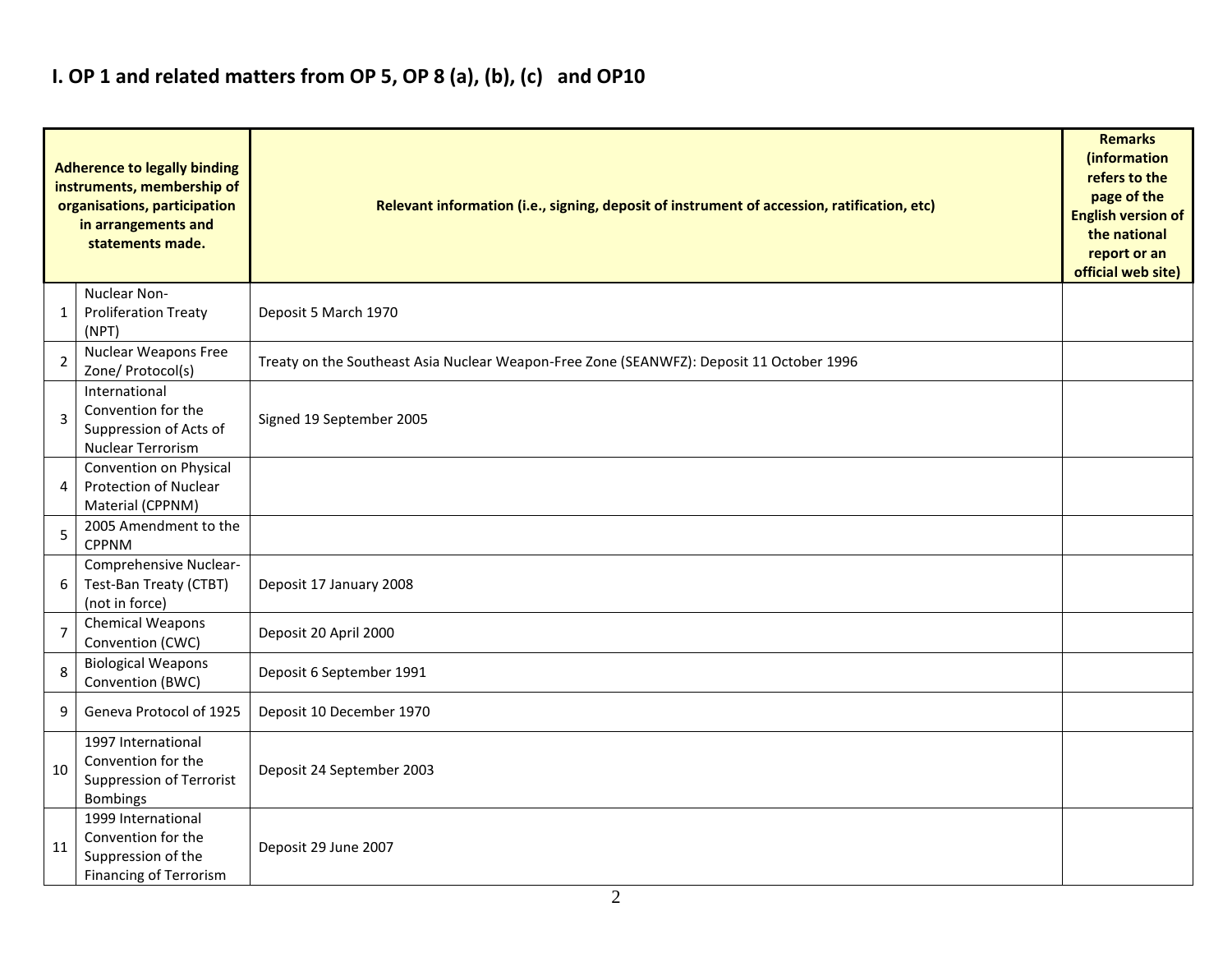# I. OP 1 and related matters from OP 5, OP 8 (a), (b), (c) and OP10

| Adherence to legally binding instruments, membership of organisations, participation in arrangements and statements made. | | Relevant information (i.e., signing, deposit of instrument of accession, ratification, etc) | Remarks (information refers to the page of the English version of the national report or an official web site) |
|---|---|---|---|
| 1 | Nuclear Non-Proliferation Treaty (NPT) | Deposit 5 March 1970 | |
| 2 | Nuclear Weapons Free Zone/ Protocol(s) | Treaty on the Southeast Asia Nuclear Weapon-Free Zone (SEANWFZ): Deposit 11 October 1996 | |
| 3 | International Convention for the Suppression of Acts of Nuclear Terrorism | Signed 19 September 2005 | |
| 4 | Convention on Physical Protection of Nuclear Material (CPPNM) | | |
| 5 | 2005 Amendment to the CPPNM | | |
| 6 | Comprehensive Nuclear-Test-Ban Treaty (CTBT) (not in force) | Deposit 17 January 2008 | |
| 7 | Chemical Weapons Convention (CWC) | Deposit 20 April 2000 | |
| 8 | Biological Weapons Convention (BWC) | Deposit 6 September 1991 | |
| 9 | Geneva Protocol of 1925 | Deposit 10 December 1970 | |
| 10 | 1997 International Convention for the Suppression of Terrorist Bombings | Deposit 24 September 2003 | |
| 11 | 1999 International Convention for the Suppression of the Financing of Terrorism | Deposit 29 June 2007 | |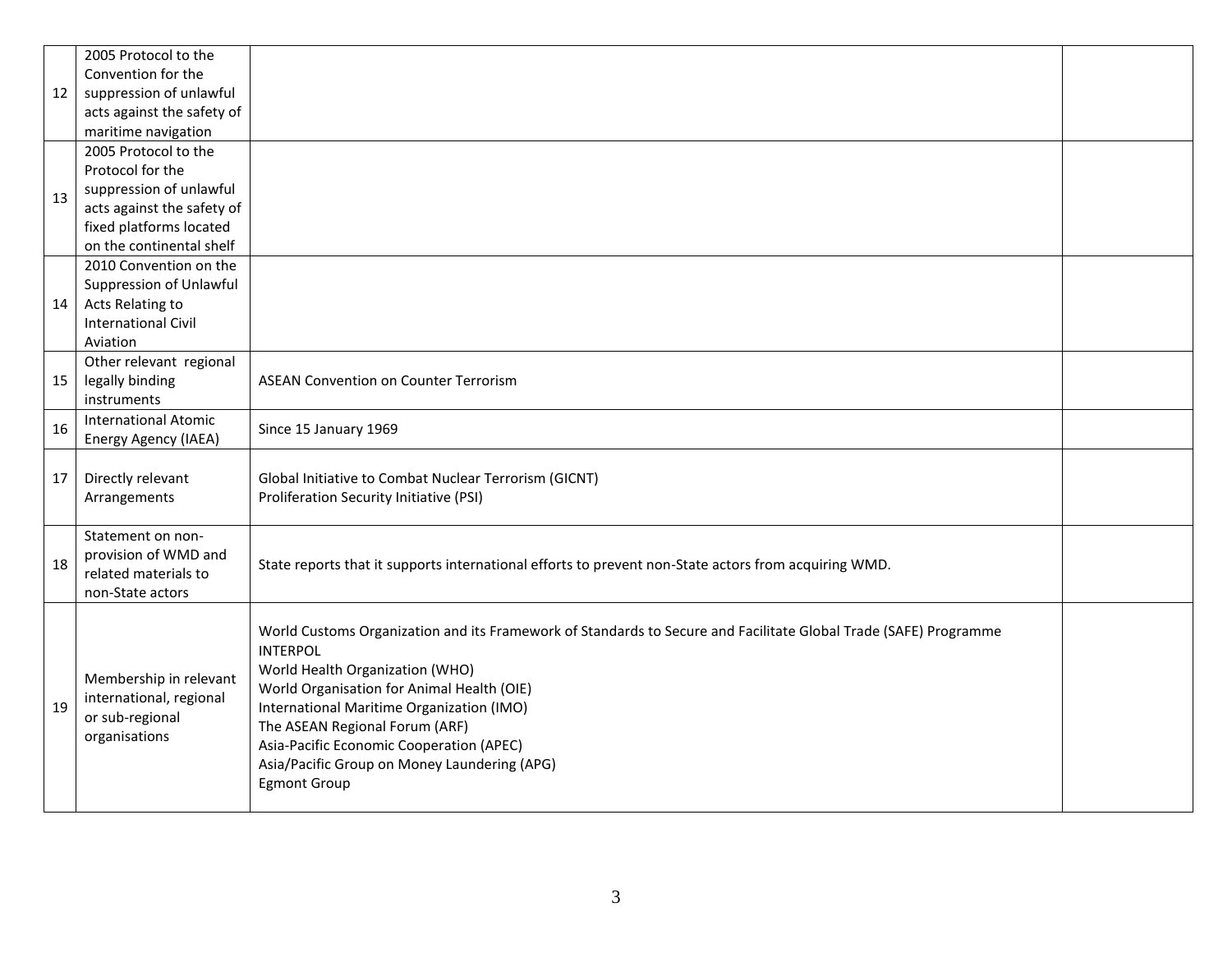| | | | |
|---|---|---|---|
| 12 | 2005 Protocol to the Convention for the suppression of unlawful acts against the safety of maritime navigation | | |
| 13 | 2005 Protocol to the Protocol for the suppression of unlawful acts against the safety of fixed platforms located on the continental shelf | | |
| 14 | 2010 Convention on the Suppression of Unlawful Acts Relating to International Civil Aviation | | |
| 15 | Other relevant regional legally binding instruments | ASEAN Convention on Counter Terrorism | |
| 16 | International Atomic Energy Agency (IAEA) | Since 15 January 1969 | |
| 17 | Directly relevant Arrangements | Global Initiative to Combat Nuclear Terrorism (GICNT)<br>Proliferation Security Initiative (PSI) | |
| 18 | Statement on non-provision of WMD and related materials to non-State actors | State reports that it supports international efforts to prevent non-State actors from acquiring WMD. | |
| 19 | Membership in relevant international, regional or sub-regional organisations | World Customs Organization and its Framework of Standards to Secure and Facilitate Global Trade (SAFE) Programme<br>INTERPOL<br>World Health Organization (WHO)<br>World Organisation for Animal Health (OIE)<br>International Maritime Organization (IMO)<br>The ASEAN Regional Forum (ARF)<br>Asia-Pacific Economic Cooperation (APEC)<br>Asia/Pacific Group on Money Laundering (APG)<br>Egmont Group | |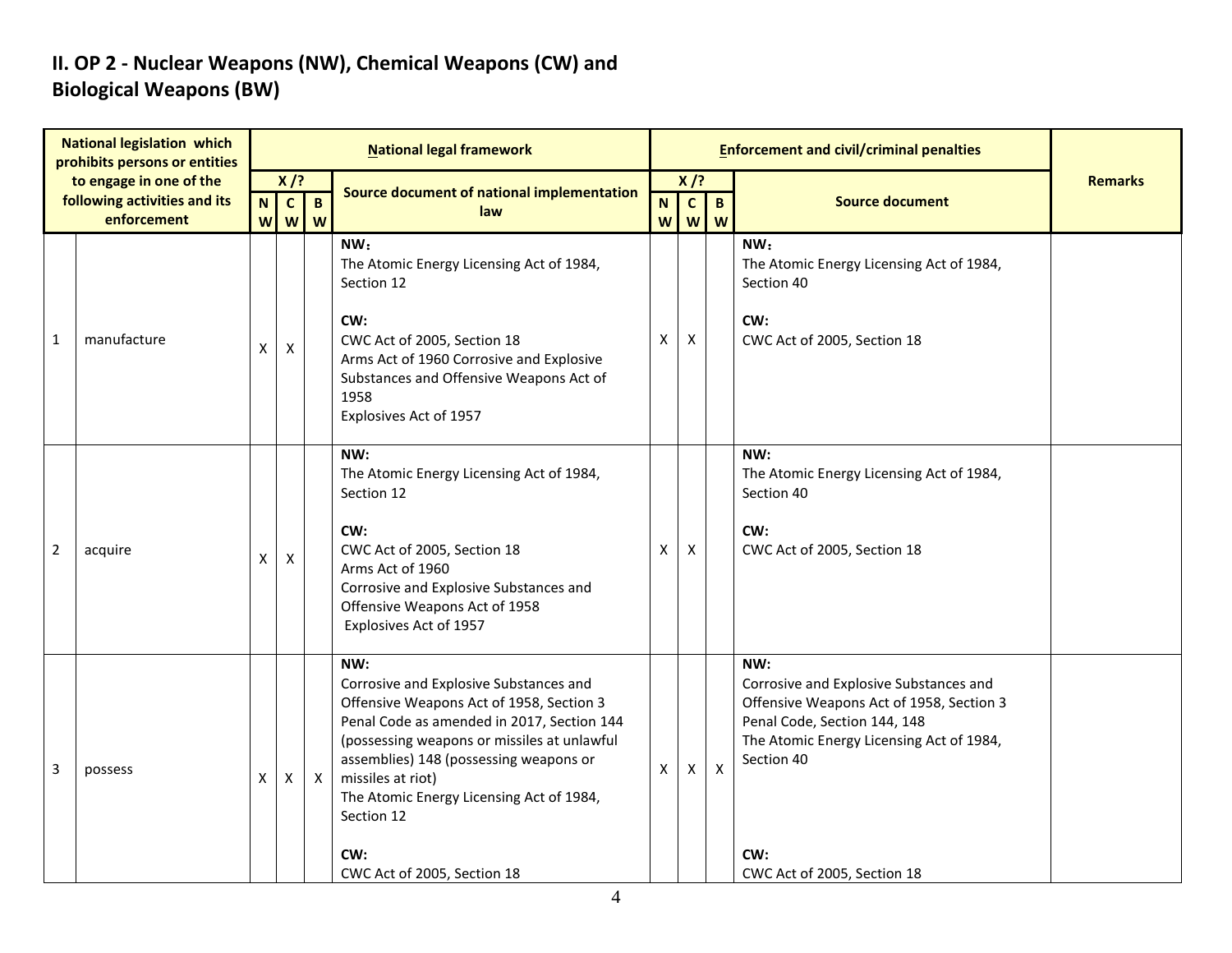## II. OP 2 - Nuclear Weapons (NW), Chemical Weapons (CW) and Biological Weapons (BW)

| National legislation which prohibits persons or entities to engage in one of the following activities and its enforcement | | National legal framework | | | | Enforcement and civil/criminal penalties | | | | Remarks |
|---|---|---|---|---|---|---|---|---|---|---|
| | | X /? | | | Source document of national implementation law | X /? | | | Source document | |
| | | NW | CW | BW | | NW | CW | BW | | |
| 1 | manufacture | X | X | | **NW：**<br>The Atomic Energy Licensing Act of 1984, Section 12<br><br>**CW:**<br>CWC Act of 2005, Section 18<br>Arms Act of 1960 Corrosive and Explosive Substances and Offensive Weapons Act of 1958<br>Explosives Act of 1957 | X | X | | **NW：**<br>The Atomic Energy Licensing Act of 1984, Section 40<br><br>**CW:**<br>CWC Act of 2005, Section 18 | |
| 2 | acquire | X | X | | **NW:**<br>The Atomic Energy Licensing Act of 1984, Section 12<br><br>**CW:**<br>CWC Act of 2005, Section 18<br>Arms Act of 1960<br>Corrosive and Explosive Substances and Offensive Weapons Act of 1958<br>Explosives Act of 1957 | X | X | | **NW:**<br>The Atomic Energy Licensing Act of 1984, Section 40<br><br>**CW:**<br>CWC Act of 2005, Section 18 | |
| 3 | possess | X | X | X | **NW:**<br>Corrosive and Explosive Substances and Offensive Weapons Act of 1958, Section 3<br>Penal Code as amended in 2017, Section 144 (possessing weapons or missiles at unlawful assemblies) 148 (possessing weapons or missiles at riot)<br>The Atomic Energy Licensing Act of 1984, Section 12<br><br>**CW:**<br>CWC Act of 2005, Section 18 | X | X | X | **NW:**<br>Corrosive and Explosive Substances and Offensive Weapons Act of 1958, Section 3<br>Penal Code, Section 144, 148<br>The Atomic Energy Licensing Act of 1984, Section 40<br><br>**CW:**<br>CWC Act of 2005, Section 18 | |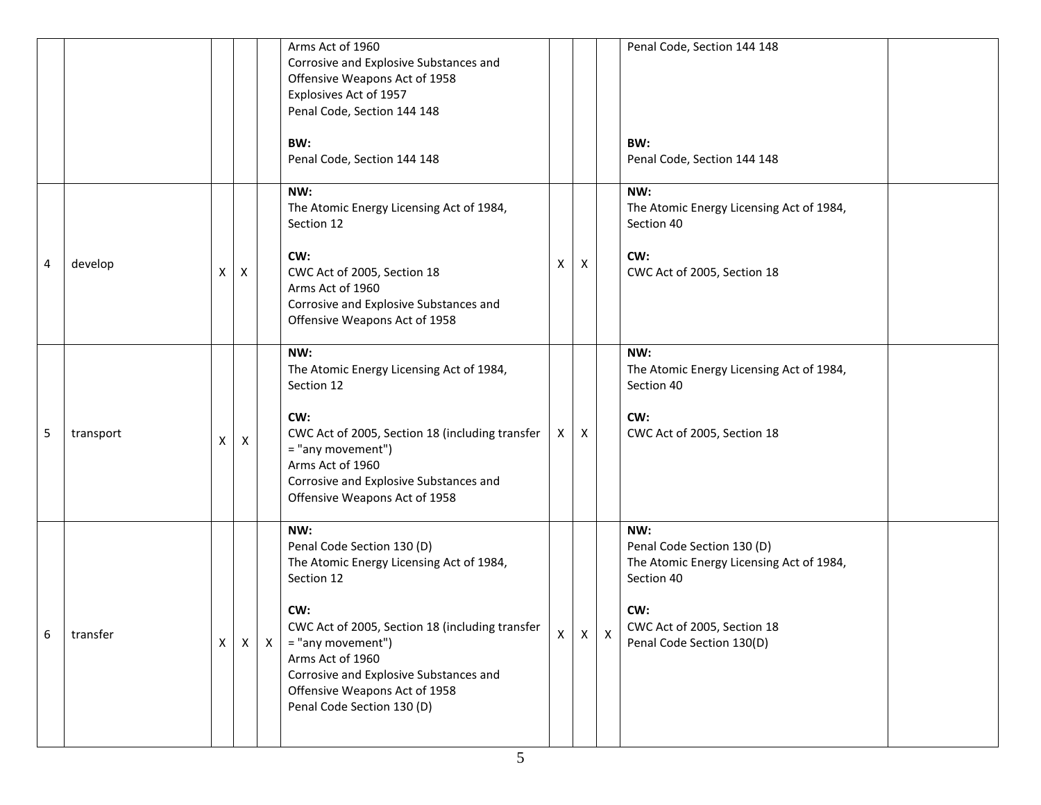| | | | | | | | | | | |
|---|---|---|---|---|---|---|---|---|---|---|
| | | | | | Arms Act of 1960<br>Corrosive and Explosive Substances and Offensive Weapons Act of 1958<br>Explosives Act of 1957<br>Penal Code, Section 144 148<br><br>**BW:**<br>Penal Code, Section 144 148 | | | | Penal Code, Section 144 148<br><br>**BW:**<br>Penal Code, Section 144 148 | |
| 4 | develop | X | X | | **NW:**<br>The Atomic Energy Licensing Act of 1984, Section 12<br><br>**CW:**<br>CWC Act of 2005, Section 18<br>Arms Act of 1960<br>Corrosive and Explosive Substances and Offensive Weapons Act of 1958 | X | X | | **NW:**<br>The Atomic Energy Licensing Act of 1984, Section 40<br><br>**CW:**<br>CWC Act of 2005, Section 18 | |
| 5 | transport | X | X | | **NW:**<br>The Atomic Energy Licensing Act of 1984, Section 12<br><br>**CW:**<br>CWC Act of 2005, Section 18 (including transfer = "any movement")<br>Arms Act of 1960<br>Corrosive and Explosive Substances and Offensive Weapons Act of 1958 | X | X | | **NW:**<br>The Atomic Energy Licensing Act of 1984, Section 40<br><br>**CW:**<br>CWC Act of 2005, Section 18 | |
| 6 | transfer | X | X | X | **NW:**<br>Penal Code Section 130 (D)<br>The Atomic Energy Licensing Act of 1984, Section 12<br><br>**CW:**<br>CWC Act of 2005, Section 18 (including transfer = "any movement")<br>Arms Act of 1960<br>Corrosive and Explosive Substances and Offensive Weapons Act of 1958<br>Penal Code Section 130 (D) | X | X | X | **NW:**<br>Penal Code Section 130 (D)<br>The Atomic Energy Licensing Act of 1984, Section 40<br><br>**CW:**<br>CWC Act of 2005, Section 18<br>Penal Code Section 130(D) | |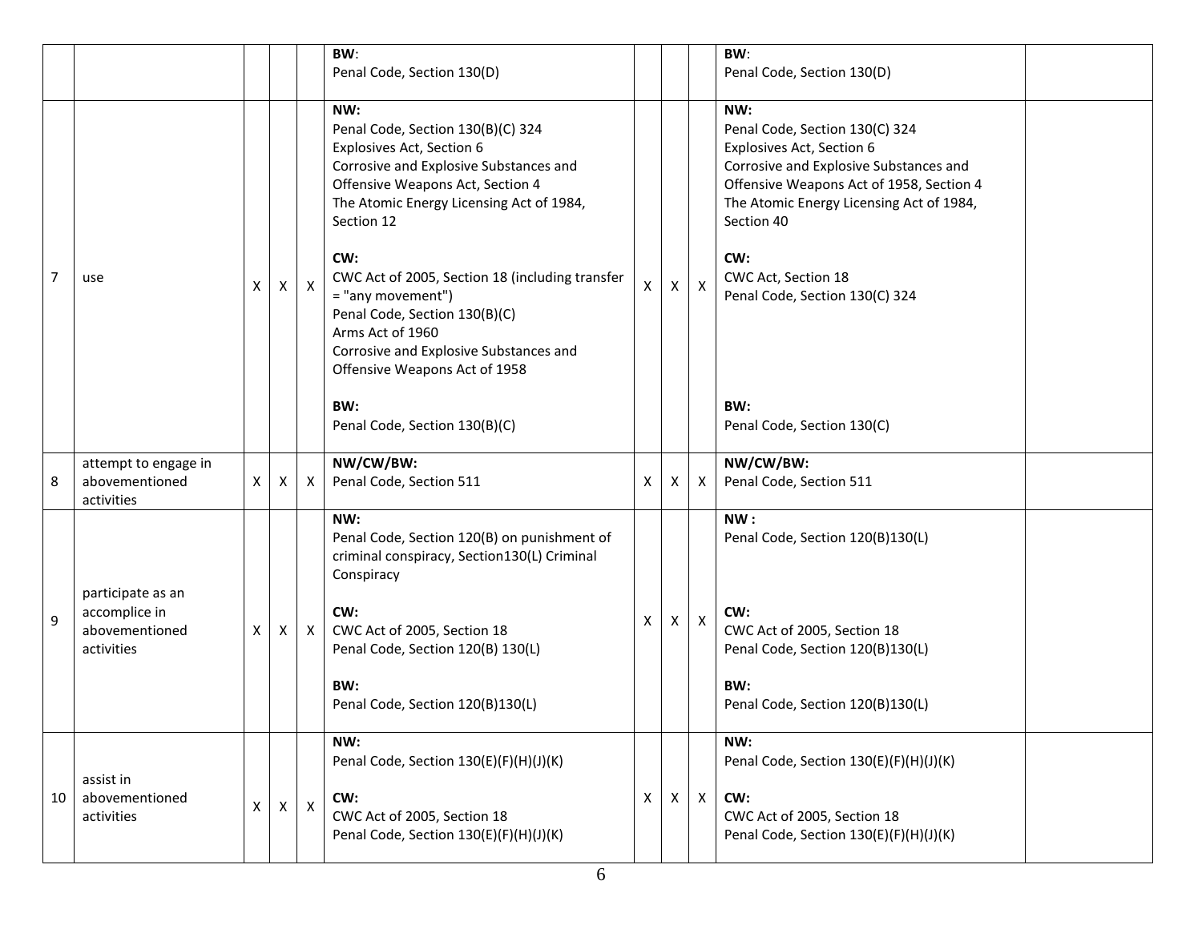| | | | | | | | | | | |
|---|---|---|---|---|---|---|---|---|---|---|
| | | | | | **BW**:<br>Penal Code, Section 130(D) | | | | **BW**:<br>Penal Code, Section 130(D) | |
| 7 | use | X | X | X | **NW:**<br>Penal Code, Section 130(B)(C) 324<br>Explosives Act, Section 6<br>Corrosive and Explosive Substances and Offensive Weapons Act, Section 4<br>The Atomic Energy Licensing Act of 1984, Section 12<br><br>**CW:**<br>CWC Act of 2005, Section 18 (including transfer = "any movement")<br>Penal Code, Section 130(B)(C)<br>Arms Act of 1960<br>Corrosive and Explosive Substances and Offensive Weapons Act of 1958<br><br>**BW:**<br>Penal Code, Section 130(B)(C) | X | X | X | **NW:**<br>Penal Code, Section 130(C) 324<br>Explosives Act, Section 6<br>Corrosive and Explosive Substances and Offensive Weapons Act of 1958, Section 4<br>The Atomic Energy Licensing Act of 1984, Section 40<br><br>**CW:**<br>CWC Act, Section 18<br>Penal Code, Section 130(C) 324<br><br>**BW:**<br>Penal Code, Section 130(C) | |
| 8 | attempt to engage in abovementioned activities | X | X | X | **NW/CW/BW:**<br>Penal Code, Section 511 | X | X | X | **NW/CW/BW:**<br>Penal Code, Section 511 | |
| 9 | participate as an accomplice in abovementioned activities | X | X | X | **NW:**<br>Penal Code, Section 120(B) on punishment of criminal conspiracy, Section130(L) Criminal Conspiracy<br><br>**CW:**<br>CWC Act of 2005, Section 18<br>Penal Code, Section 120(B) 130(L)<br><br>**BW:**<br>Penal Code, Section 120(B)130(L) | X | X | X | **NW :**<br>Penal Code, Section 120(B)130(L)<br><br>**CW:**<br>CWC Act of 2005, Section 18<br>Penal Code, Section 120(B)130(L)<br><br>**BW:**<br>Penal Code, Section 120(B)130(L) | |
| 10 | assist in abovementioned activities | X | X | X | **NW:**<br>Penal Code, Section 130(E)(F)(H)(J)(K)<br><br>**CW:**<br>CWC Act of 2005, Section 18<br>Penal Code, Section 130(E)(F)(H)(J)(K) | X | X | X | **NW:**<br>Penal Code, Section 130(E)(F)(H)(J)(K)<br><br>**CW:**<br>CWC Act of 2005, Section 18<br>Penal Code, Section 130(E)(F)(H)(J)(K) | |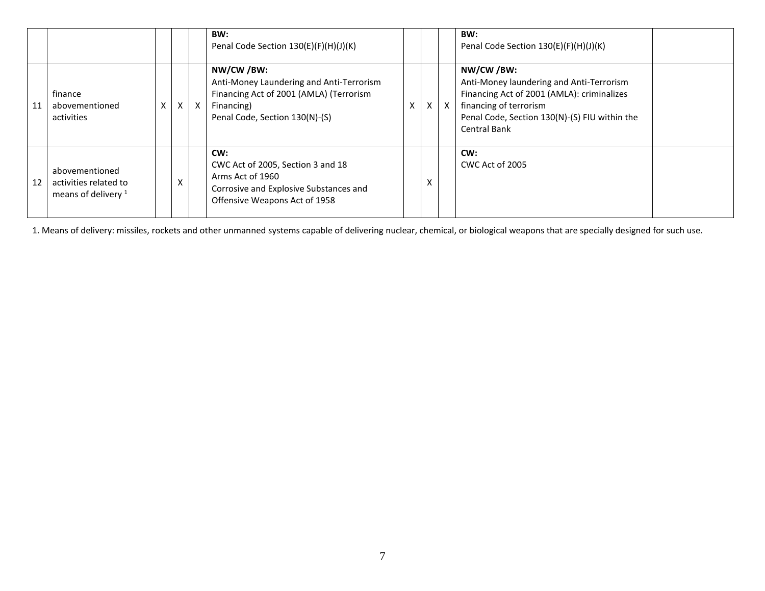| | | | | | | | | | | |
|---|---|---|---|---|---|---|---|---|---|---|
| | | | | | BW:<br>Penal Code Section 130(E)(F)(H)(J)(K) | | | | BW:<br>Penal Code Section 130(E)(F)(H)(J)(K) | |
| 11 | finance abovementioned activities | X | X | X | NW/CW /BW:<br>Anti-Money Laundering and Anti-Terrorism Financing Act of 2001 (AMLA) (Terrorism Financing)<br>Penal Code, Section 130(N)-(S) | X | X | X | NW/CW /BW:<br>Anti-Money laundering and Anti-Terrorism Financing Act of 2001 (AMLA): criminalizes financing of terrorism<br>Penal Code, Section 130(N)-(S) FIU within the Central Bank | |
| 12 | abovementioned activities related to means of delivery [1] | | X | | CW:<br>CWC Act of 2005, Section 3 and 18<br>Arms Act of 1960<br>Corrosive and Explosive Substances and Offensive Weapons Act of 1958 | | X | | CW:<br>CWC Act of 2005 | |

1. Means of delivery: missiles, rockets and other unmanned systems capable of delivering nuclear, chemical, or biological weapons that are specially designed for such use.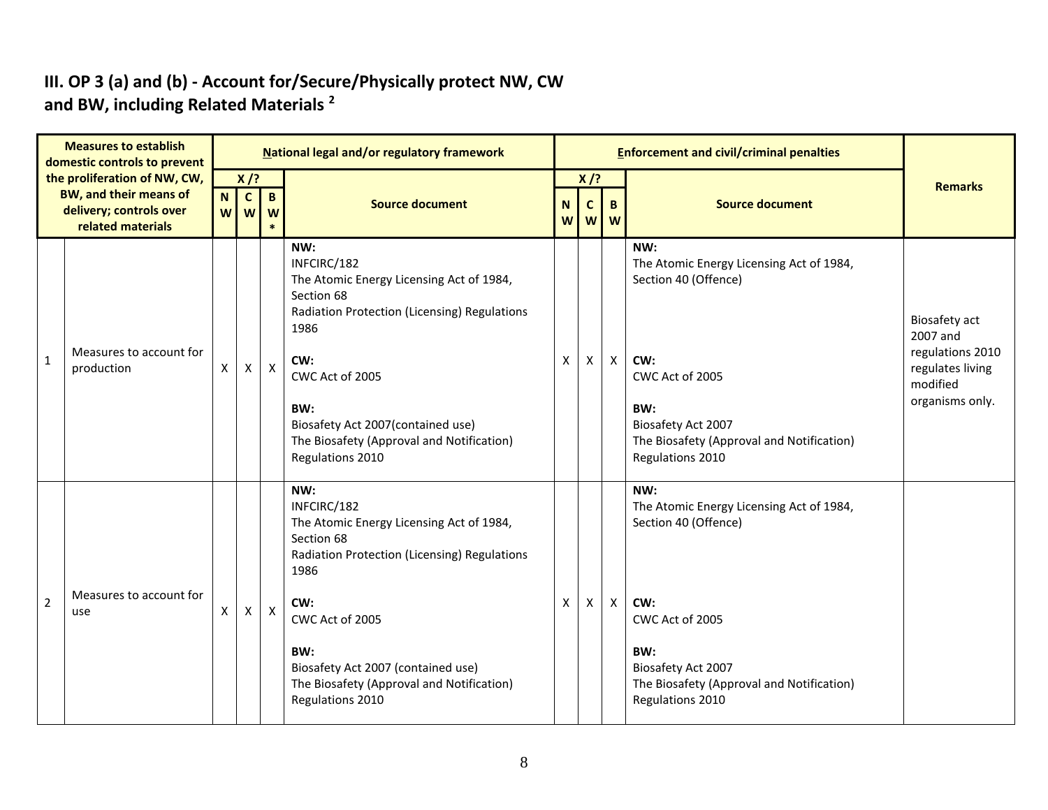### III. OP 3 (a) and (b) - Account for/Secure/Physically protect NW, CW and BW, including Related Materials [2]

| Measures to establish domestic controls to prevent the proliferation of NW, CW, BW, and their means of delivery; controls over related materials | | National legal and/or regulatory framework | | | | Enforcement and civil/criminal penalties | | | | Remarks |
|---|---|---|---|---|---|---|---|---|---|---|
| | | X /? | | | Source document | X /? | | | Source document | |
| | | NW | CW | BW* | | NW | CW | BW | | |
| 1 | Measures to account for production | X | X | X | **NW:**<br>INFCIRC/182<br>The Atomic Energy Licensing Act of 1984, Section 68<br>Radiation Protection (Licensing) Regulations 1986<br><br>**CW:**<br>CWC Act of 2005<br><br>**BW:**<br>Biosafety Act 2007(contained use)<br>The Biosafety (Approval and Notification) Regulations 2010 | X | X | X | **NW:**<br>The Atomic Energy Licensing Act of 1984, Section 40 (Offence)<br><br>**CW:**<br>CWC Act of 2005<br><br>**BW:**<br>Biosafety Act 2007<br>The Biosafety (Approval and Notification) Regulations 2010 | Biosafety act 2007 and regulations 2010 regulates living modified organisms only. |
| 2 | Measures to account for use | X | X | X | **NW:**<br>INFCIRC/182<br>The Atomic Energy Licensing Act of 1984, Section 68<br>Radiation Protection (Licensing) Regulations 1986<br><br>**CW:**<br>CWC Act of 2005<br><br>**BW:**<br>Biosafety Act 2007 (contained use)<br>The Biosafety (Approval and Notification) Regulations 2010 | X | X | X | **NW:**<br>The Atomic Energy Licensing Act of 1984, Section 40 (Offence)<br><br>**CW:**<br>CWC Act of 2005<br><br>**BW:**<br>Biosafety Act 2007<br>The Biosafety (Approval and Notification) Regulations 2010 | |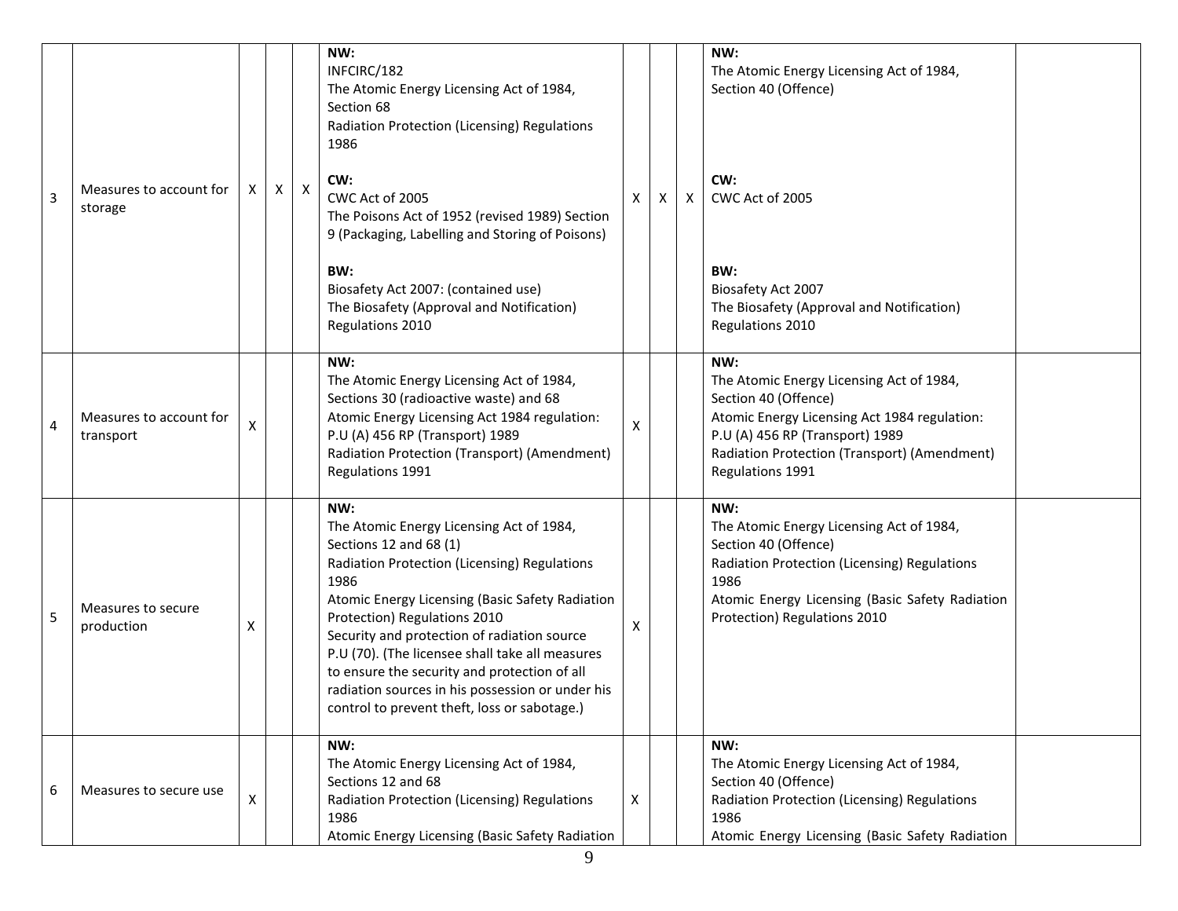| 3 | Measures to account for storage | X | X | X | **NW:**<br>INFCIRC/182<br>The Atomic Energy Licensing Act of 1984, Section 68<br>Radiation Protection (Licensing) Regulations 1986<br><br>**CW:**<br>CWC Act of 2005<br>The Poisons Act of 1952 (revised 1989) Section 9 (Packaging, Labelling and Storing of Poisons)<br><br>**BW:**<br>Biosafety Act 2007: (contained use)<br>The Biosafety (Approval and Notification) Regulations 2010 | X | X | X | **NW:**<br>The Atomic Energy Licensing Act of 1984, Section 40 (Offence)<br><br>**CW:**<br>CWC Act of 2005<br><br>**BW:**<br>Biosafety Act 2007<br>The Biosafety (Approval and Notification) Regulations 2010 | |
|---|---|---|---|---|---|---|---|---|---|---|
| 4 | Measures to account for transport | X | | | **NW:**<br>The Atomic Energy Licensing Act of 1984, Sections 30 (radioactive waste) and 68<br>Atomic Energy Licensing Act 1984 regulation: P.U (A) 456 RP (Transport) 1989<br>Radiation Protection (Transport) (Amendment) Regulations 1991 | X | | | **NW:**<br>The Atomic Energy Licensing Act of 1984, Section 40 (Offence)<br>Atomic Energy Licensing Act 1984 regulation: P.U (A) 456 RP (Transport) 1989<br>Radiation Protection (Transport) (Amendment) Regulations 1991 | |
| 5 | Measures to secure production | X | | | **NW:**<br>The Atomic Energy Licensing Act of 1984, Sections 12 and 68 (1)<br>Radiation Protection (Licensing) Regulations 1986<br>Atomic Energy Licensing (Basic Safety Radiation Protection) Regulations 2010<br>Security and protection of radiation source P.U (70). (The licensee shall take all measures to ensure the security and protection of all radiation sources in his possession or under his control to prevent theft, loss or sabotage.) | X | | | **NW:**<br>The Atomic Energy Licensing Act of 1984, Section 40 (Offence)<br>Radiation Protection (Licensing) Regulations 1986<br>Atomic Energy Licensing (Basic Safety Radiation Protection) Regulations 2010 | |
| 6 | Measures to secure use | X | | | **NW:**<br>The Atomic Energy Licensing Act of 1984, Sections 12 and 68<br>Radiation Protection (Licensing) Regulations 1986<br>Atomic Energy Licensing (Basic Safety Radiation | X | | | **NW:**<br>The Atomic Energy Licensing Act of 1984, Section 40 (Offence)<br>Radiation Protection (Licensing) Regulations 1986<br>Atomic Energy Licensing (Basic Safety Radiation | |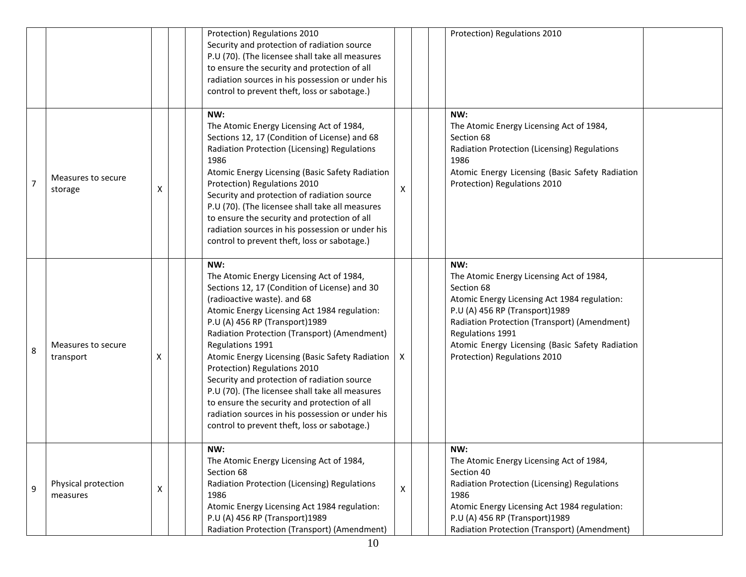| | | | | | | | | | | |
|---|---|---|---|---|---|---|---|---|---|---|
| | | | | | Protection) Regulations 2010<br>Security and protection of radiation source<br>P.U (70). (The licensee shall take all measures to ensure the security and protection of all radiation sources in his possession or under his control to prevent theft, loss or sabotage.) | | | | Protection) Regulations 2010 | |
| 7 | Measures to secure storage | X | | | **NW:**<br>The Atomic Energy Licensing Act of 1984, Sections 12, 17 (Condition of License) and 68<br>Radiation Protection (Licensing) Regulations 1986<br>Atomic Energy Licensing (Basic Safety Radiation Protection) Regulations 2010<br>Security and protection of radiation source<br>P.U (70). (The licensee shall take all measures to ensure the security and protection of all radiation sources in his possession or under his control to prevent theft, loss or sabotage.) | X | | | **NW:**<br>The Atomic Energy Licensing Act of 1984, Section 68<br>Radiation Protection (Licensing) Regulations 1986<br>Atomic Energy Licensing (Basic Safety Radiation Protection) Regulations 2010 | |
| 8 | Measures to secure transport | X | | | **NW:**<br>The Atomic Energy Licensing Act of 1984, Sections 12, 17 (Condition of License) and 30 (radioactive waste). and 68<br>Atomic Energy Licensing Act 1984 regulation: P.U (A) 456 RP (Transport)1989<br>Radiation Protection (Transport) (Amendment) Regulations 1991<br>Atomic Energy Licensing (Basic Safety Radiation Protection) Regulations 2010<br>Security and protection of radiation source<br>P.U (70). (The licensee shall take all measures to ensure the security and protection of all radiation sources in his possession or under his control to prevent theft, loss or sabotage.) | X | | | **NW:**<br>The Atomic Energy Licensing Act of 1984, Section 68<br>Atomic Energy Licensing Act 1984 regulation: P.U (A) 456 RP (Transport)1989<br>Radiation Protection (Transport) (Amendment) Regulations 1991<br>Atomic Energy Licensing (Basic Safety Radiation Protection) Regulations 2010 | |
| 9 | Physical protection measures | X | | | **NW:**<br>The Atomic Energy Licensing Act of 1984, Section 68<br>Radiation Protection (Licensing) Regulations 1986<br>Atomic Energy Licensing Act 1984 regulation: P.U (A) 456 RP (Transport)1989<br>Radiation Protection (Transport) (Amendment) | X | | | **NW:**<br>The Atomic Energy Licensing Act of 1984, Section 40<br>Radiation Protection (Licensing) Regulations 1986<br>Atomic Energy Licensing Act 1984 regulation: P.U (A) 456 RP (Transport)1989<br>Radiation Protection (Transport) (Amendment) | |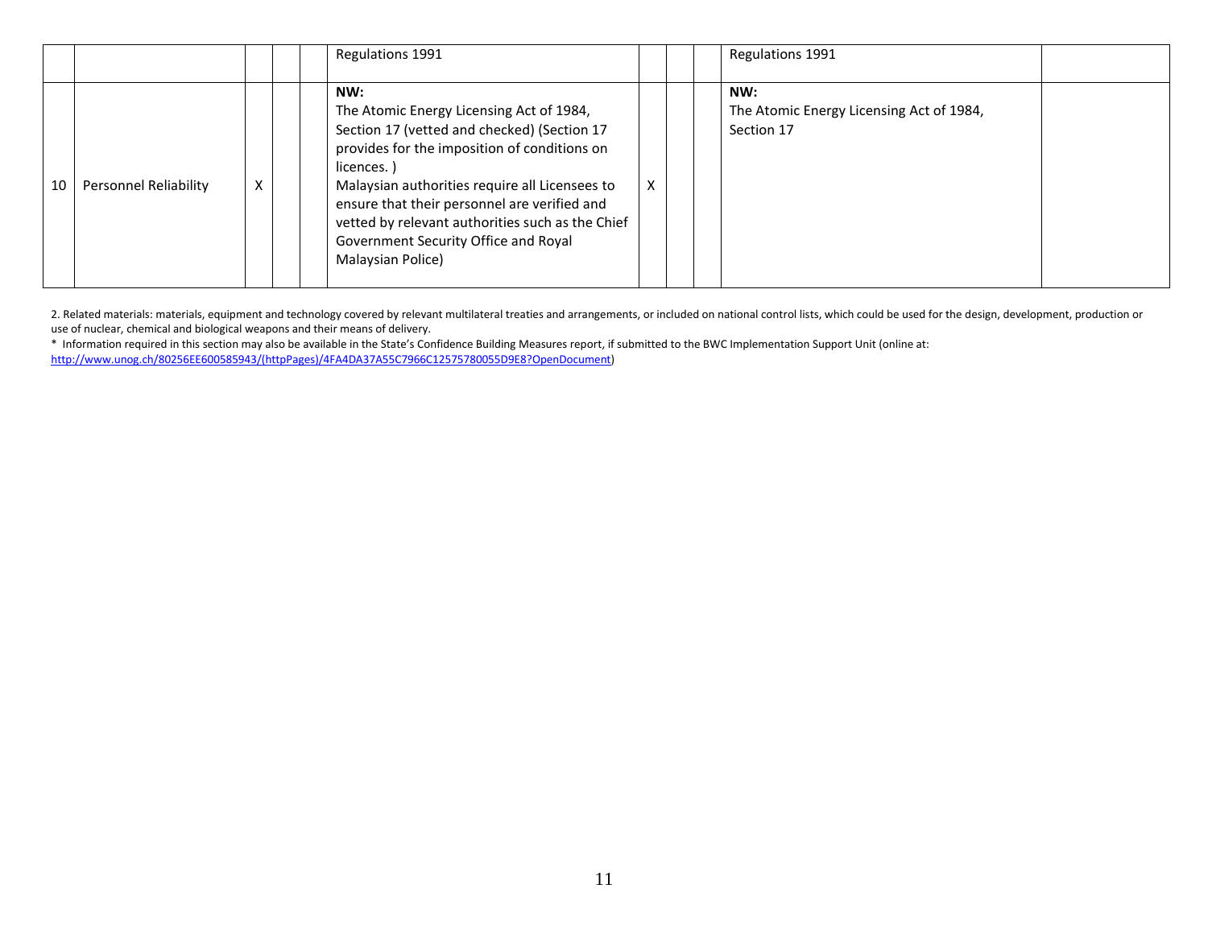|  |  |  |  |  |  |  |  |  |  |
|---|---|---|---|---|---|---|---|---|---|
|  |  |  |  |  | Regulations 1991 |  |  |  | Regulations 1991 |  |
| 10 | Personnel Reliability | X |  |  | **NW:**<br>The Atomic Energy Licensing Act of 1984, Section 17 (vetted and checked) (Section 17 provides for the imposition of conditions on licences. )<br>Malaysian authorities require all Licensees to ensure that their personnel are verified and vetted by relevant authorities such as the Chief Government Security Office and Royal Malaysian Police) | X |  |  | **NW:**<br>The Atomic Energy Licensing Act of 1984, Section 17 |  |

2. Related materials: materials, equipment and technology covered by relevant multilateral treaties and arrangements, or included on national control lists, which could be used for the design, development, production or use of nuclear, chemical and biological weapons and their means of delivery.

\* Information required in this section may also be available in the State's Confidence Building Measures report, if submitted to the BWC Implementation Support Unit (online at: http://www.unog.ch/80256EE600585943/(httpPages)/4FA4DA37A55C7966C12575780055D9E8?OpenDocument)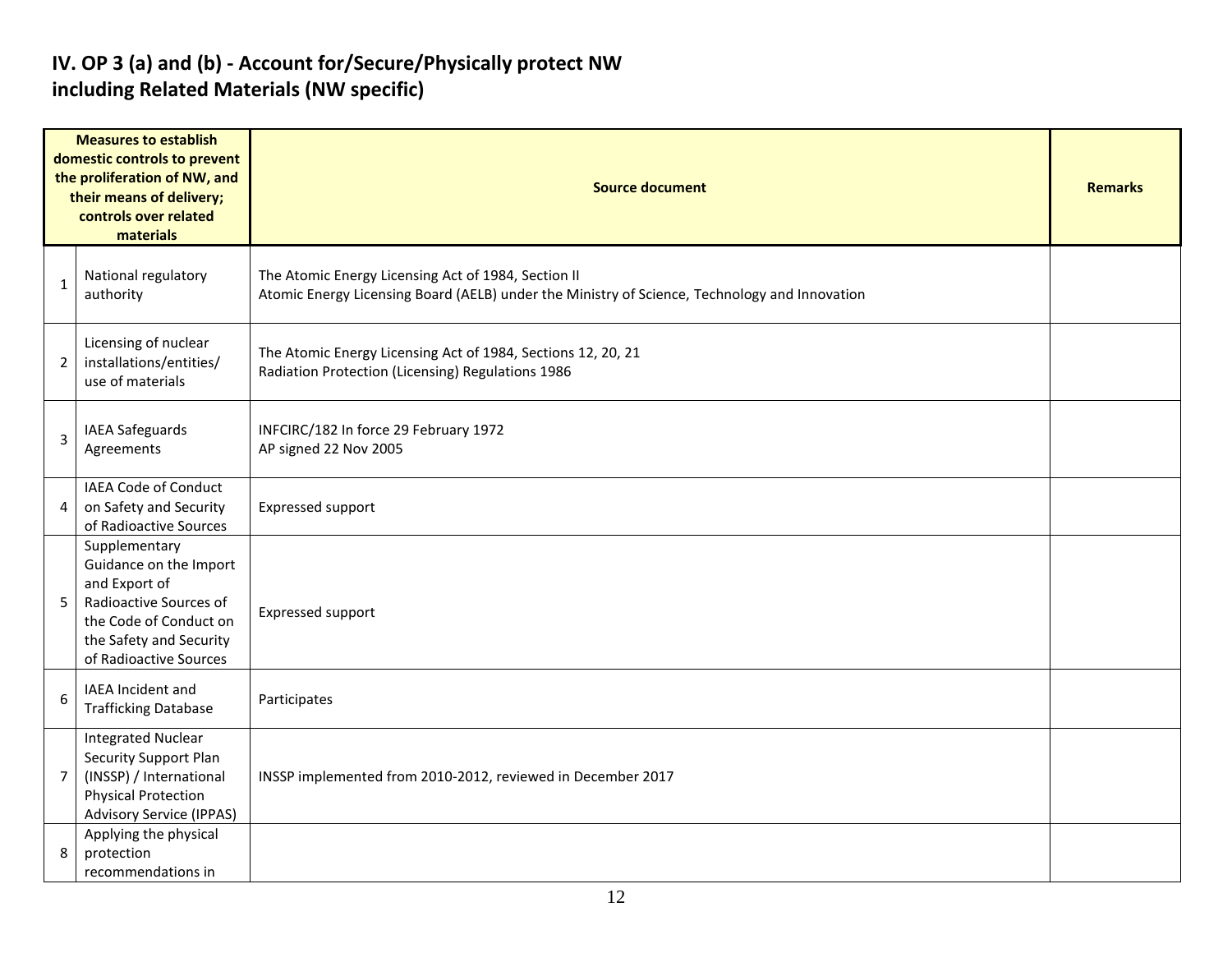## IV. OP 3 (a) and (b) - Account for/Secure/Physically protect NW including Related Materials (NW specific)

| Measures to establish domestic controls to prevent the proliferation of NW, and their means of delivery; controls over related materials | | Source document | Remarks |
|---|---|---|---|
| 1 | National regulatory authority | The Atomic Energy Licensing Act of 1984, Section II<br>Atomic Energy Licensing Board (AELB) under the Ministry of Science, Technology and Innovation | |
| 2 | Licensing of nuclear installations/entities/ use of materials | The Atomic Energy Licensing Act of 1984, Sections 12, 20, 21<br>Radiation Protection (Licensing) Regulations 1986 | |
| 3 | IAEA Safeguards Agreements | INFCIRC/182 In force 29 February 1972<br>AP signed 22 Nov 2005 | |
| 4 | IAEA Code of Conduct on Safety and Security of Radioactive Sources | Expressed support | |
| 5 | Supplementary Guidance on the Import and Export of Radioactive Sources of the Code of Conduct on the Safety and Security of Radioactive Sources | Expressed support | |
| 6 | IAEA Incident and Trafficking Database | Participates | |
| 7 | Integrated Nuclear Security Support Plan (INSSP) / International Physical Protection Advisory Service (IPPAS) | INSSP implemented from 2010-2012, reviewed in December 2017 | |
| 8 | Applying the physical protection recommendations in | | |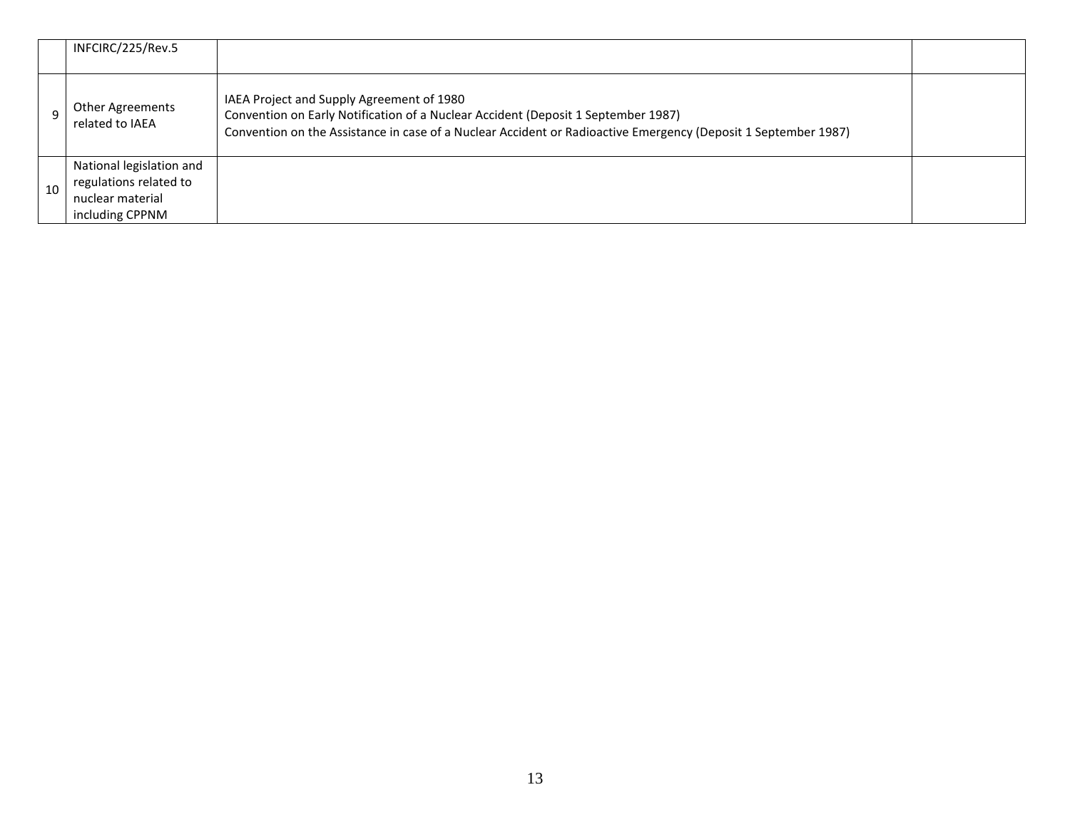| | | | |
|---|---|---|---|
| | INFCIRC/225/Rev.5 | | |
| 9 | Other Agreements related to IAEA | IAEA Project and Supply Agreement of 1980<br>Convention on Early Notification of a Nuclear Accident (Deposit 1 September 1987)<br>Convention on the Assistance in case of a Nuclear Accident or Radioactive Emergency (Deposit 1 September 1987) | |
| 10 | National legislation and regulations related to nuclear material including CPPNM | | |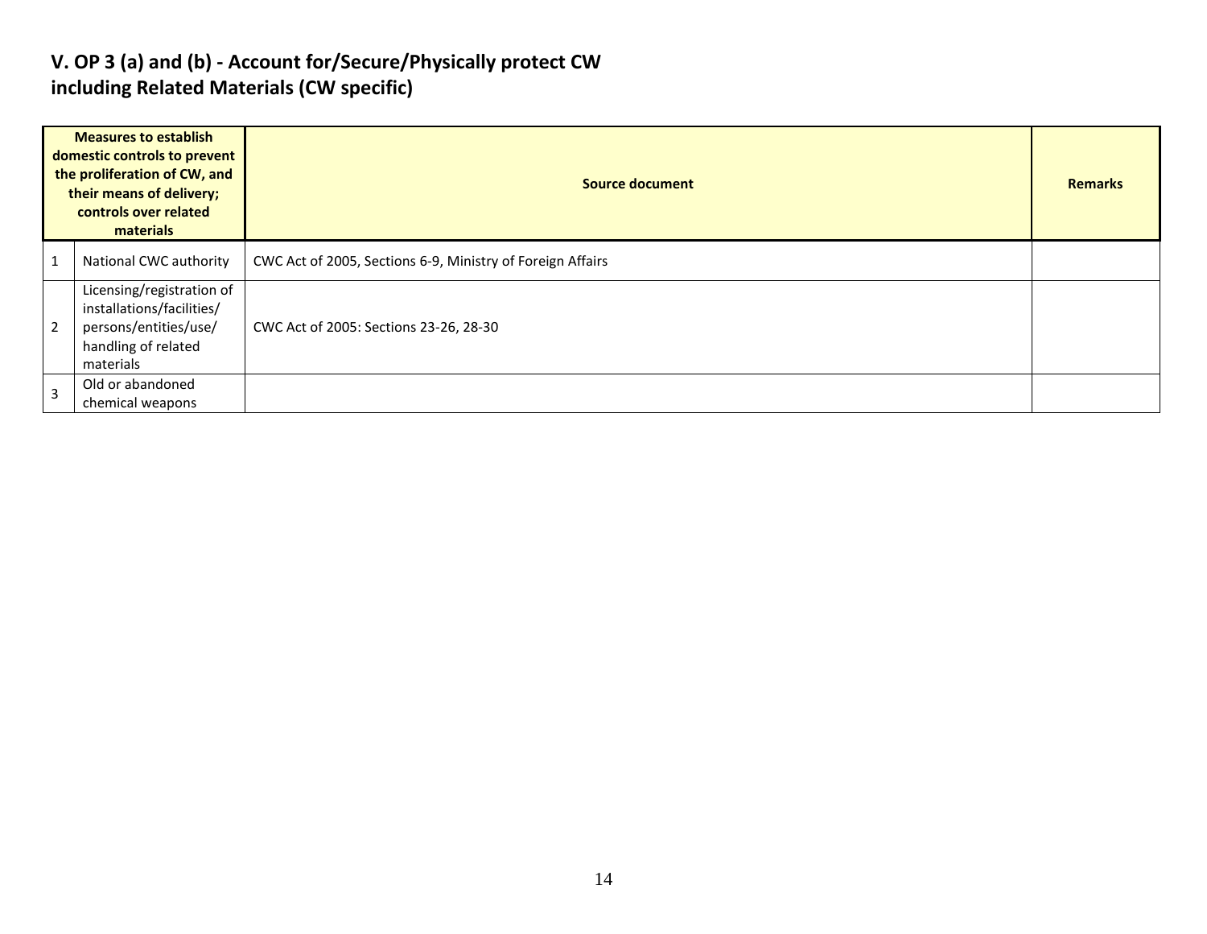## V. OP 3 (a) and (b) - Account for/Secure/Physically protect CW including Related Materials (CW specific)

| | Measures to establish domestic controls to prevent the proliferation of CW, and their means of delivery; controls over related materials | Source document | Remarks |
|---|---|---|---|
| 1 | National CWC authority | CWC Act of 2005, Sections 6-9, Ministry of Foreign Affairs | |
| 2 | Licensing/registration of installations/facilities/ persons/entities/use/ handling of related materials | CWC Act of 2005: Sections 23-26, 28-30 | |
| 3 | Old or abandoned chemical weapons | | |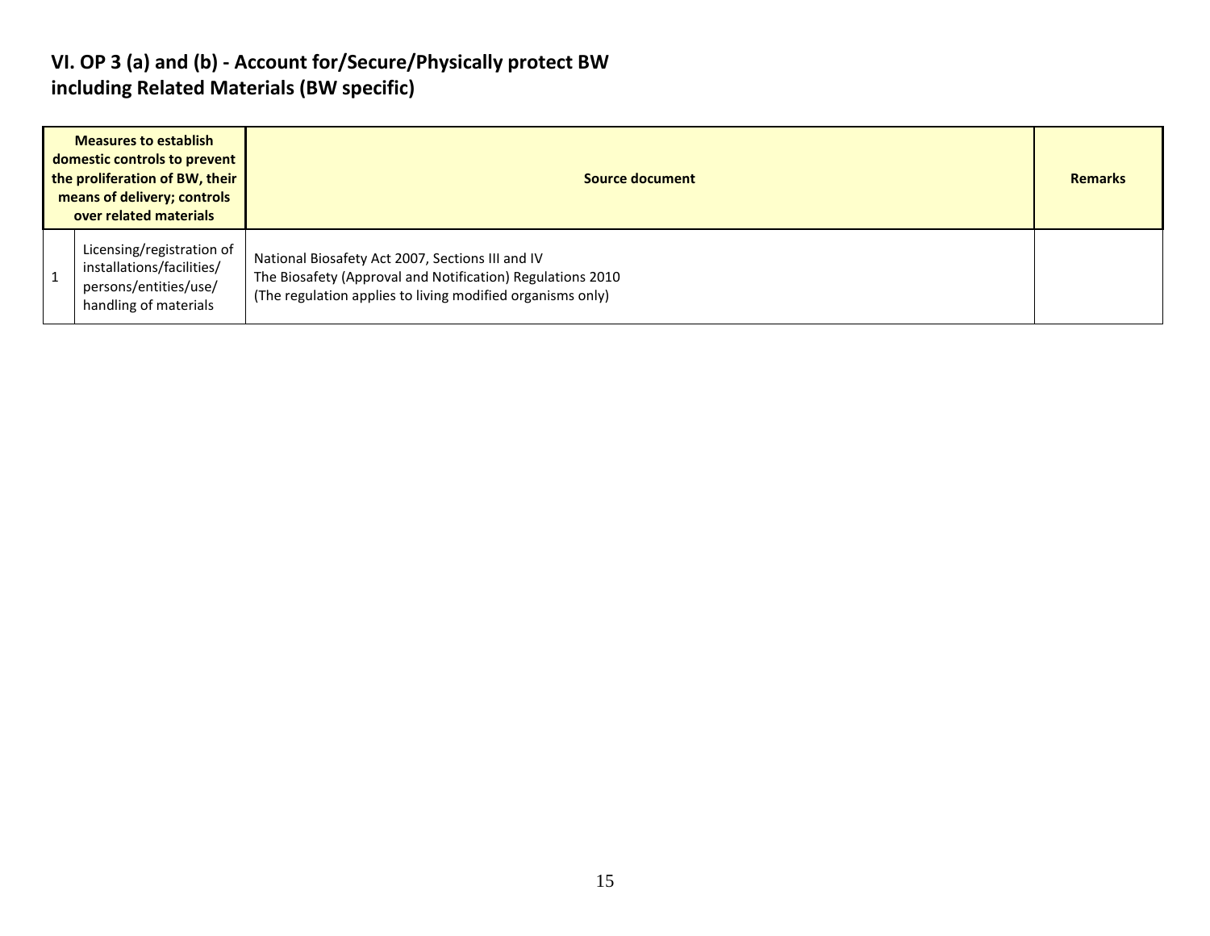## VI. OP 3 (a) and (b) - Account for/Secure/Physically protect BW including Related Materials (BW specific)

| | Measures to establish domestic controls to prevent the proliferation of BW, their means of delivery; controls over related materials | Source document | Remarks |
|---|---|---|---|
| 1 | Licensing/registration of installations/facilities/ persons/entities/use/ handling of materials | National Biosafety Act 2007, Sections III and IV<br>The Biosafety (Approval and Notification) Regulations 2010<br>(The regulation applies to living modified organisms only) | |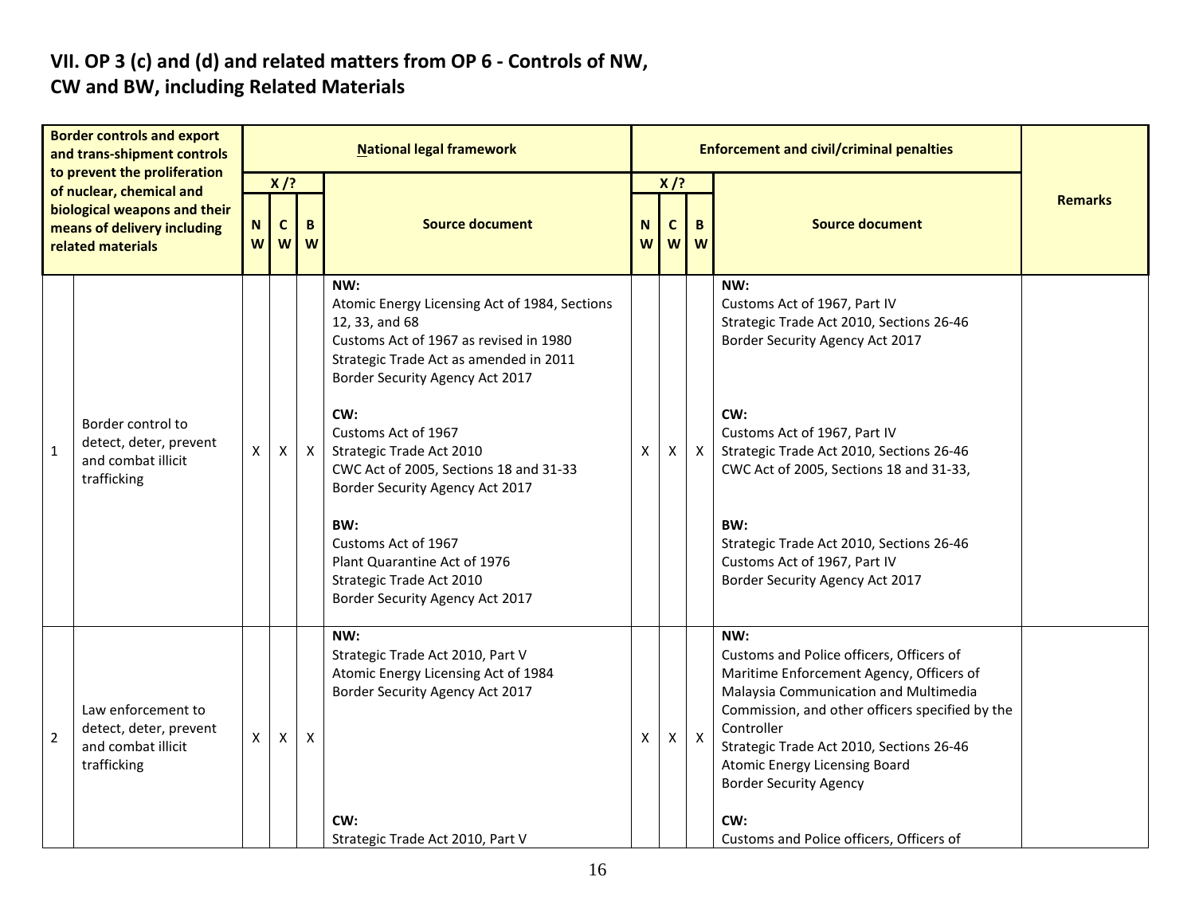## VII. OP 3 (c) and (d) and related matters from OP 6 - Controls of NW, CW and BW, including Related Materials

| | Border controls and export and trans-shipment controls to prevent the proliferation of nuclear, chemical and biological weapons and their means of delivery including related materials | National legal framework | | | | Enforcement and civil/criminal penalties | | | | Remarks |
|---|---|---|---|---|---|---|---|---|---|---|
| | | X /? | | | Source document | X /? | | | Source document | |
| | | NW | CW | BW | | NW | CW | BW | | |
| 1 | Border control to detect, deter, prevent and combat illicit trafficking | X | X | X | **NW:**<br>Atomic Energy Licensing Act of 1984, Sections 12, 33, and 68<br>Customs Act of 1967 as revised in 1980<br>Strategic Trade Act as amended in 2011<br>Border Security Agency Act 2017<br><br>**CW:**<br>Customs Act of 1967<br>Strategic Trade Act 2010<br>CWC Act of 2005, Sections 18 and 31-33<br>Border Security Agency Act 2017<br><br>**BW:**<br>Customs Act of 1967<br>Plant Quarantine Act of 1976<br>Strategic Trade Act 2010<br>Border Security Agency Act 2017 | X | X | X | **NW:**<br>Customs Act of 1967, Part IV<br>Strategic Trade Act 2010, Sections 26-46<br>Border Security Agency Act 2017<br><br>**CW:**<br>Customs Act of 1967, Part IV<br>Strategic Trade Act 2010, Sections 26-46<br>CWC Act of 2005, Sections 18 and 31-33,<br><br>**BW:**<br>Strategic Trade Act 2010, Sections 26-46<br>Customs Act of 1967, Part IV<br>Border Security Agency Act 2017 | |
| 2 | Law enforcement to detect, deter, prevent and combat illicit trafficking | X | X | X | **NW:**<br>Strategic Trade Act 2010, Part V<br>Atomic Energy Licensing Act of 1984<br>Border Security Agency Act 2017<br><br>**CW:**<br>Strategic Trade Act 2010, Part V | X | X | X | **NW:**<br>Customs and Police officers, Officers of Maritime Enforcement Agency, Officers of Malaysia Communication and Multimedia Commission, and other officers specified by the Controller<br>Strategic Trade Act 2010, Sections 26-46<br>Atomic Energy Licensing Board<br>Border Security Agency<br><br>**CW:**<br>Customs and Police officers, Officers of | |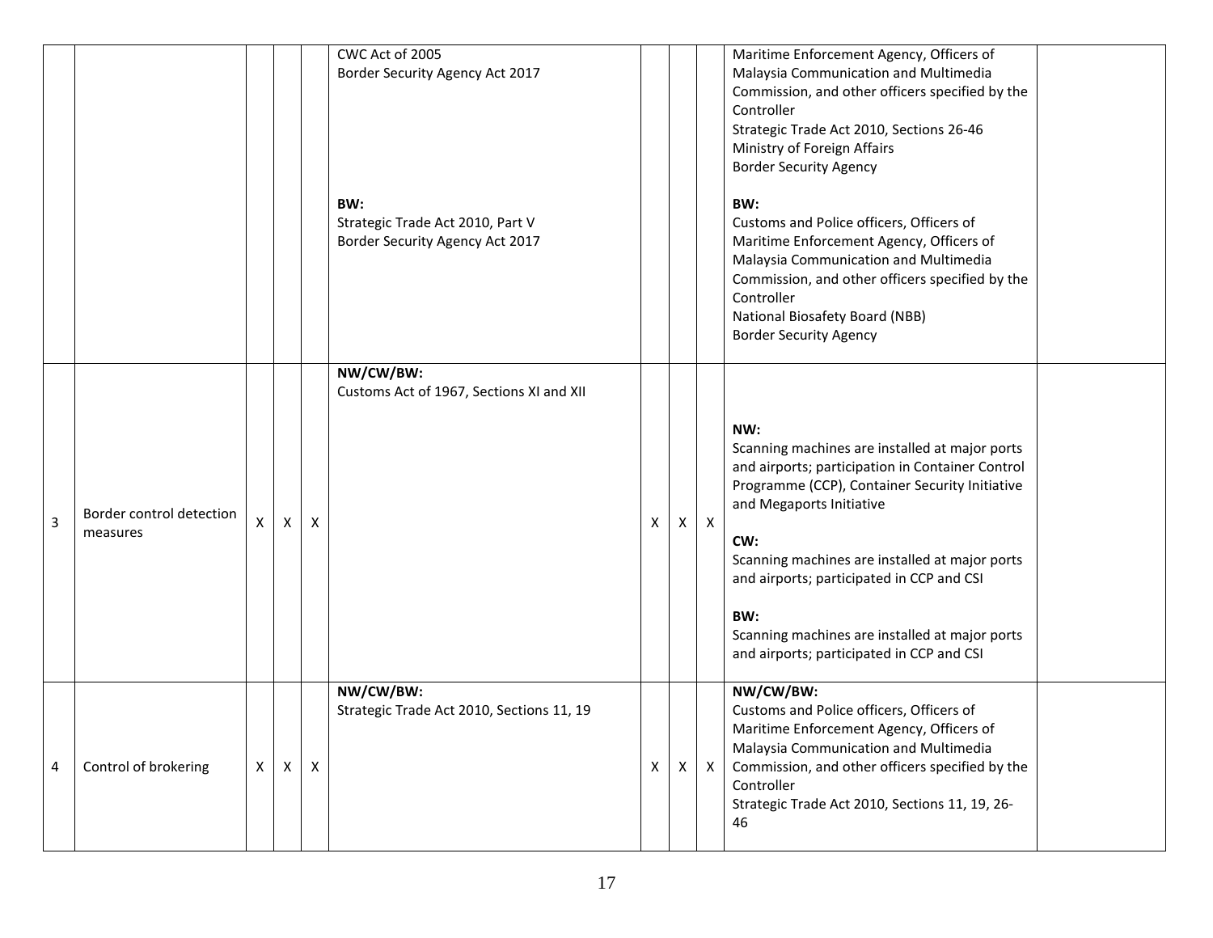| | | | | | | | | | | |
|---|---|---|---|---|---|---|---|---|---|---|
| | | | | | CWC Act of 2005<br>Border Security Agency Act 2017<br><br>**BW:**<br>Strategic Trade Act 2010, Part V<br>Border Security Agency Act 2017 | | | | Maritime Enforcement Agency, Officers of Malaysia Communication and Multimedia Commission, and other officers specified by the Controller<br>Strategic Trade Act 2010, Sections 26-46<br>Ministry of Foreign Affairs<br>Border Security Agency<br><br>**BW:**<br>Customs and Police officers, Officers of Maritime Enforcement Agency, Officers of Malaysia Communication and Multimedia Commission, and other officers specified by the Controller<br>National Biosafety Board (NBB)<br>Border Security Agency | |
| 3 | Border control detection measures | X | X | X | **NW/CW/BW:**<br>Customs Act of 1967, Sections XI and XII | X | X | X | **NW:**<br>Scanning machines are installed at major ports and airports; participation in Container Control Programme (CCP), Container Security Initiative and Megaports Initiative<br><br>**CW:**<br>Scanning machines are installed at major ports and airports; participated in CCP and CSI<br><br>**BW:**<br>Scanning machines are installed at major ports and airports; participated in CCP and CSI | |
| 4 | Control of brokering | X | X | X | **NW/CW/BW:**<br>Strategic Trade Act 2010, Sections 11, 19 | X | X | X | **NW/CW/BW:**<br>Customs and Police officers, Officers of Maritime Enforcement Agency, Officers of Malaysia Communication and Multimedia Commission, and other officers specified by the Controller<br>Strategic Trade Act 2010, Sections 11, 19, 26-46 | |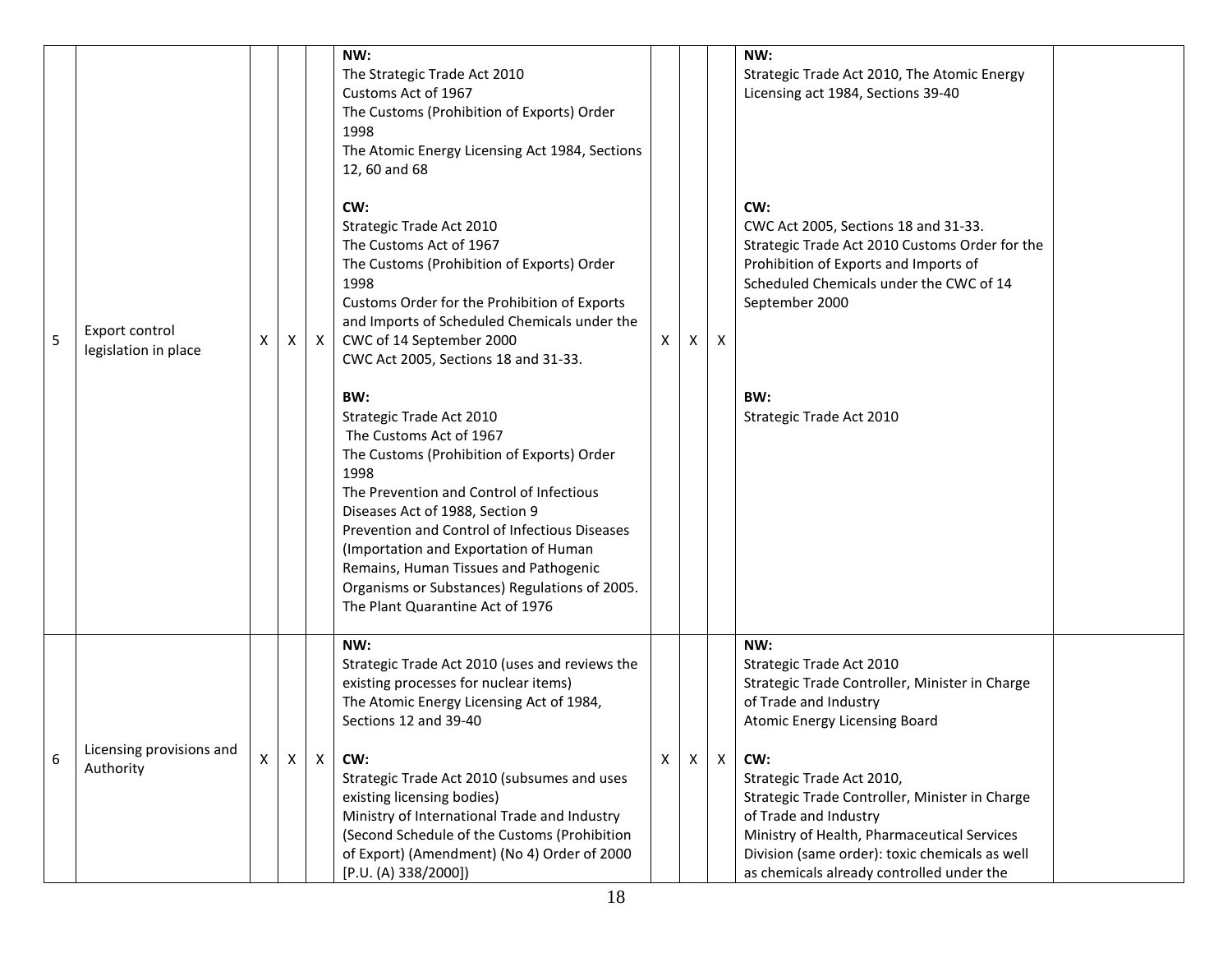| | | | | | | | | | | |
|---|---|---|---|---|---|---|---|---|---|---|
| 5 | Export control legislation in place | X | X | X | **NW:**<br>The Strategic Trade Act 2010<br>Customs Act of 1967<br>The Customs (Prohibition of Exports) Order 1998<br>The Atomic Energy Licensing Act 1984, Sections 12, 60 and 68<br><br>**CW:**<br>Strategic Trade Act 2010<br>The Customs Act of 1967<br>The Customs (Prohibition of Exports) Order 1998<br>Customs Order for the Prohibition of Exports and Imports of Scheduled Chemicals under the CWC of 14 September 2000<br>CWC Act 2005, Sections 18 and 31-33.<br><br>**BW:**<br>Strategic Trade Act 2010<br>The Customs Act of 1967<br>The Customs (Prohibition of Exports) Order 1998<br>The Prevention and Control of Infectious Diseases Act of 1988, Section 9<br>Prevention and Control of Infectious Diseases (Importation and Exportation of Human Remains, Human Tissues and Pathogenic Organisms or Substances) Regulations of 2005.<br>The Plant Quarantine Act of 1976 | X | X | X | **NW:**<br>Strategic Trade Act 2010, The Atomic Energy Licensing act 1984, Sections 39-40<br><br>**CW:**<br>CWC Act 2005, Sections 18 and 31-33.<br>Strategic Trade Act 2010 Customs Order for the Prohibition of Exports and Imports of Scheduled Chemicals under the CWC of 14 September 2000<br><br>**BW:**<br>Strategic Trade Act 2010 | |
| 6 | Licensing provisions and Authority | X | X | X | **NW:**<br>Strategic Trade Act 2010 (uses and reviews the existing processes for nuclear items)<br>The Atomic Energy Licensing Act of 1984, Sections 12 and 39-40<br><br>**CW:**<br>Strategic Trade Act 2010 (subsumes and uses existing licensing bodies)<br>Ministry of International Trade and Industry (Second Schedule of the Customs (Prohibition of Export) (Amendment) (No 4) Order of 2000 [P.U. (A) 338/2000]) | X | X | X | **NW:**<br>Strategic Trade Act 2010<br>Strategic Trade Controller, Minister in Charge of Trade and Industry<br>Atomic Energy Licensing Board<br><br>**CW:**<br>Strategic Trade Act 2010,<br>Strategic Trade Controller, Minister in Charge of Trade and Industry<br>Ministry of Health, Pharmaceutical Services Division (same order): toxic chemicals as well as chemicals already controlled under the | |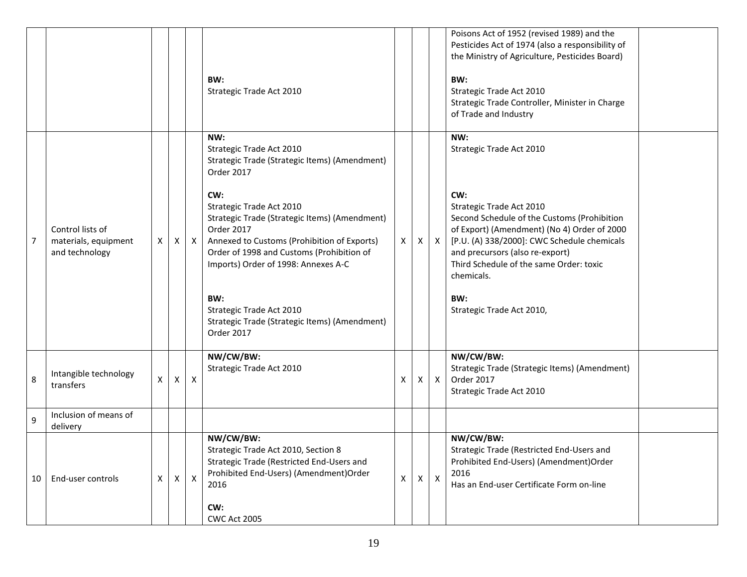| | | | | | | | | | | |
|---|---|---|---|---|---|---|---|---|---|---|
| | | | | | **BW:**<br>Strategic Trade Act 2010 | | | | Poisons Act of 1952 (revised 1989) and the Pesticides Act of 1974 (also a responsibility of the Ministry of Agriculture, Pesticides Board)<br><br>**BW:**<br>Strategic Trade Act 2010<br>Strategic Trade Controller, Minister in Charge of Trade and Industry | |
| 7 | Control lists of materials, equipment and technology | X | X | X | **NW:**<br>Strategic Trade Act 2010<br>Strategic Trade (Strategic Items) (Amendment) Order 2017<br><br>**CW:**<br>Strategic Trade Act 2010<br>Strategic Trade (Strategic Items) (Amendment) Order 2017<br>Annexed to Customs (Prohibition of Exports) Order of 1998 and Customs (Prohibition of Imports) Order of 1998: Annexes A-C<br><br>**BW:**<br>Strategic Trade Act 2010<br>Strategic Trade (Strategic Items) (Amendment) Order 2017 | X | X | X | **NW:**<br>Strategic Trade Act 2010<br><br>**CW:**<br>Strategic Trade Act 2010<br>Second Schedule of the Customs (Prohibition of Export) (Amendment) (No 4) Order of 2000 [P.U. (A) 338/2000]: CWC Schedule chemicals and precursors (also re-export)<br>Third Schedule of the same Order: toxic chemicals.<br><br>**BW:**<br>Strategic Trade Act 2010, | |
| 8 | Intangible technology transfers | X | X | X | **NW/CW/BW:**<br>Strategic Trade Act 2010 | X | X | X | **NW/CW/BW:**<br>Strategic Trade (Strategic Items) (Amendment) Order 2017<br>Strategic Trade Act 2010 | |
| 9 | Inclusion of means of delivery | | | | | | | | | |
| 10 | End-user controls | X | X | X | **NW/CW/BW:**<br>Strategic Trade Act 2010, Section 8<br>Strategic Trade (Restricted End-Users and Prohibited End-Users) (Amendment)Order 2016<br><br>**CW:**<br>CWC Act 2005 | X | X | X | **NW/CW/BW:**<br>Strategic Trade (Restricted End-Users and Prohibited End-Users) (Amendment)Order 2016<br>Has an End-user Certificate Form on-line | |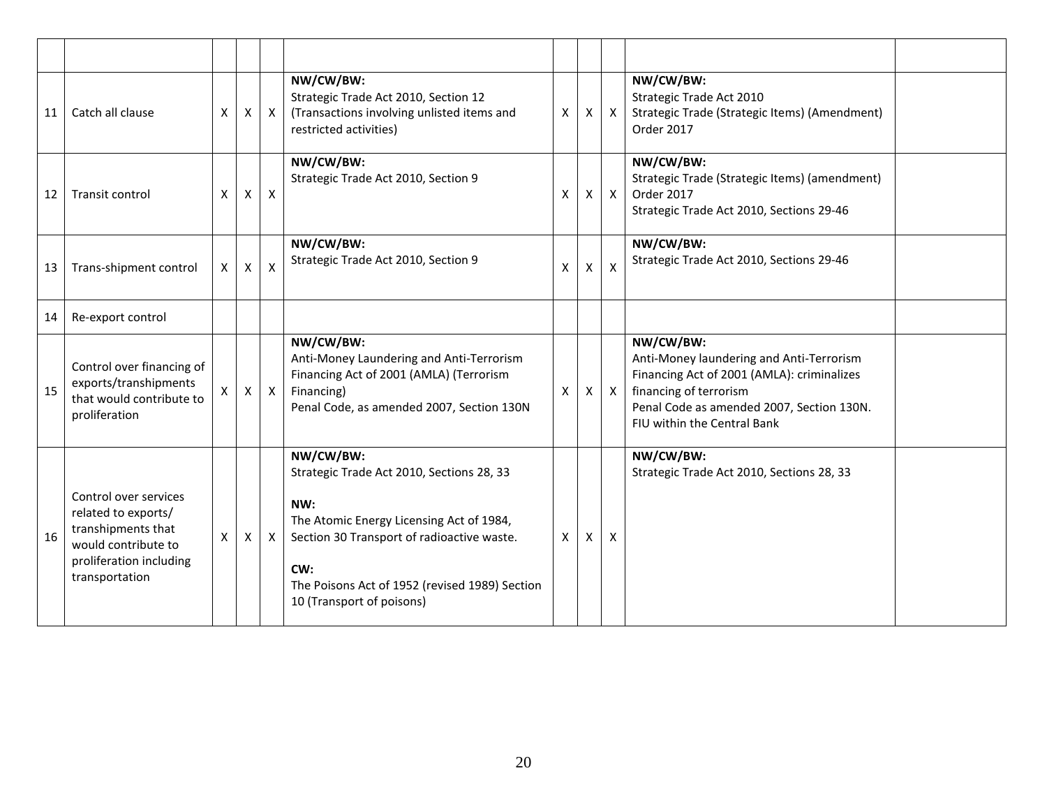| | | | | | | | | | | |
|---|---|---|---|---|---|---|---|---|---|---|
| 11 | Catch all clause | X | X | X | **NW/CW/BW:**<br>Strategic Trade Act 2010, Section 12 (Transactions involving unlisted items and restricted activities) | X | X | X | **NW/CW/BW:**<br>Strategic Trade Act 2010<br>Strategic Trade (Strategic Items) (Amendment) Order 2017 | |
| 12 | Transit control | X | X | X | **NW/CW/BW:**<br>Strategic Trade Act 2010, Section 9 | X | X | X | **NW/CW/BW:**<br>Strategic Trade (Strategic Items) (amendment) Order 2017<br>Strategic Trade Act 2010, Sections 29-46 | |
| 13 | Trans-shipment control | X | X | X | **NW/CW/BW:**<br>Strategic Trade Act 2010, Section 9 | X | X | X | **NW/CW/BW:**<br>Strategic Trade Act 2010, Sections 29-46 | |
| 14 | Re-export control | | | | | | | | | |
| 15 | Control over financing of exports/transhipments that would contribute to proliferation | X | X | X | **NW/CW/BW:**<br>Anti-Money Laundering and Anti-Terrorism Financing Act of 2001 (AMLA) (Terrorism Financing)<br>Penal Code, as amended 2007, Section 130N | X | X | X | **NW/CW/BW:**<br>Anti-Money laundering and Anti-Terrorism Financing Act of 2001 (AMLA): criminalizes financing of terrorism<br>Penal Code as amended 2007, Section 130N.<br>FIU within the Central Bank | |
| 16 | Control over services related to exports/ transhipments that would contribute to proliferation including transportation | X | X | X | **NW/CW/BW:**<br>Strategic Trade Act 2010, Sections 28, 33<br><br>**NW:**<br>The Atomic Energy Licensing Act of 1984, Section 30 Transport of radioactive waste.<br><br>**CW:**<br>The Poisons Act of 1952 (revised 1989) Section 10 (Transport of poisons) | X | X | X | **NW/CW/BW:**<br>Strategic Trade Act 2010, Sections 28, 33 | |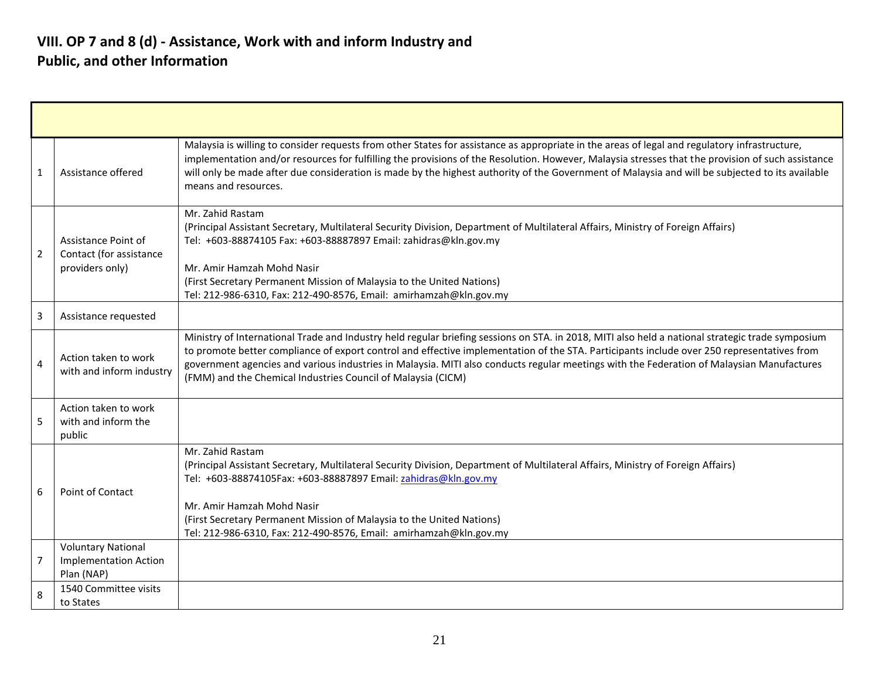## VIII. OP 7 and 8 (d) - Assistance, Work with and inform Industry and Public, and other Information

| | | |
|---|---|---|
| 1 | Assistance offered | Malaysia is willing to consider requests from other States for assistance as appropriate in the areas of legal and regulatory infrastructure, implementation and/or resources for fulfilling the provisions of the Resolution. However, Malaysia stresses that the provision of such assistance will only be made after due consideration is made by the highest authority of the Government of Malaysia and will be subjected to its available means and resources. |
| 2 | Assistance Point of Contact (for assistance providers only) | Mr. Zahid Rastam<br>(Principal Assistant Secretary, Multilateral Security Division, Department of Multilateral Affairs, Ministry of Foreign Affairs)<br>Tel: +603-88874105 Fax: +603-88887897 Email: zahidras@kln.gov.my<br><br>Mr. Amir Hamzah Mohd Nasir<br>(First Secretary Permanent Mission of Malaysia to the United Nations)<br>Tel: 212-986-6310, Fax: 212-490-8576, Email: amirhamzah@kln.gov.my |
| 3 | Assistance requested | |
| 4 | Action taken to work with and inform industry | Ministry of International Trade and Industry held regular briefing sessions on STA. in 2018, MITI also held a national strategic trade symposium to promote better compliance of export control and effective implementation of the STA. Participants include over 250 representatives from government agencies and various industries in Malaysia. MITI also conducts regular meetings with the Federation of Malaysian Manufactures (FMM) and the Chemical Industries Council of Malaysia (CICM) |
| 5 | Action taken to work with and inform the public | |
| 6 | Point of Contact | Mr. Zahid Rastam<br>(Principal Assistant Secretary, Multilateral Security Division, Department of Multilateral Affairs, Ministry of Foreign Affairs)<br>Tel: +603-88874105Fax: +603-88887897 Email: zahidras@kln.gov.my<br><br>Mr. Amir Hamzah Mohd Nasir<br>(First Secretary Permanent Mission of Malaysia to the United Nations)<br>Tel: 212-986-6310, Fax: 212-490-8576, Email: amirhamzah@kln.gov.my |
| 7 | Voluntary National Implementation Action Plan (NAP) | |
| 8 | 1540 Committee visits to States | |